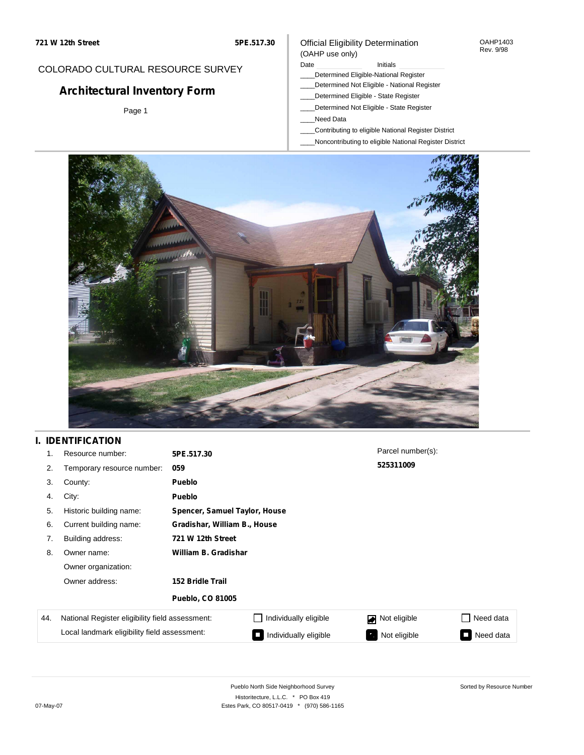**721 W 12th Street** **5PE.517.30**

COLORADO CULTURAL RESOURCE SURVEY

# Architectural Inventory Form

Page 1

Official Eligibility Determination
(OAHP use only)

OAHP1403
Rev. 9/98

Date ____________ Initials ____________

____Determined Eligible-National Register
____Determined Not Eligible - National Register
____Determined Eligible - State Register
____Determined Not Eligible - State Register
____Need Data
____Contributing to eligible National Register District
____Noncontributing to eligible National Register District

## I. IDENTIFICATION

| | | |
|---|---|---|
| 1. | Resource number: | **5PE.517.30** |
| 2. | Temporary resource number: | **059** |
| 3. | County: | **Pueblo** |
| 4. | City: | **Pueblo** |
| 5. | Historic building name: | **Spencer, Samuel Taylor, House** |
| 6. | Current building name: | **Gradishar, William B., House** |
| 7. | Building address: | **721 W 12th Street** |
| 8. | Owner name: | **William B. Gradishar** |
| | Owner organization: | |
| | Owner address: | **152 Bridle Trail** |
| | | **Pueblo, CO 81005** |

Parcel number(s):
**525311009**

| 44. | | | | |
|---|---|---|---|---|
| National Register eligibility field assessment: | ☐ Individually eligible | ☑ Not eligible | ☐ Need data |
| Local landmark eligibility field assessment: | ☐ Individually eligible | ☐ Not eligible | ☐ Need data |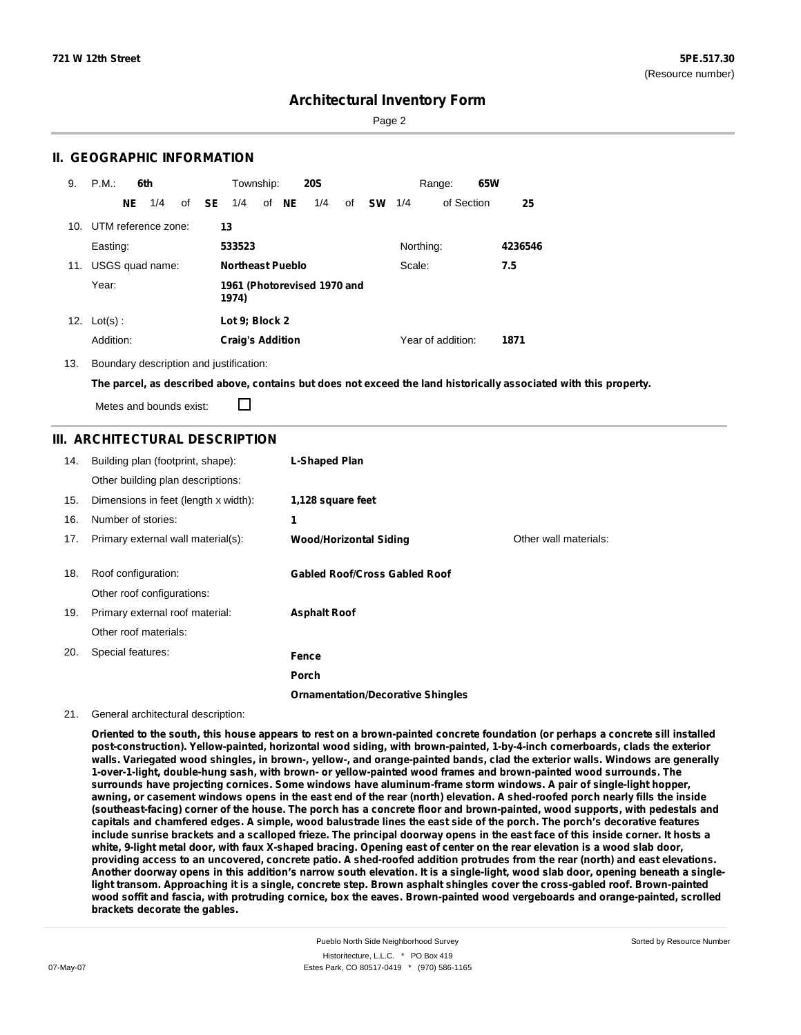## II. GEOGRAPHIC INFORMATION

9. P.M.: **6th** Township: **20S** Range: **65W**

**NE** 1/4 of **SE** 1/4 of **NE** 1/4 of **SW** 1/4 of Section **25**

10. UTM reference zone: **13**

Easting: **533523** Northing: **4236546**

11. USGS quad name: **Northeast Pueblo** Scale: **7.5**

Year: **1961 (Photorevised 1970 and 1974)**

12. Lot(s) : **Lot 9; Block 2**

Addition: **Craig's Addition** Year of addition: **1871**

13. Boundary description and justification:

**The parcel, as described above, contains but does not exceed the land historically associated with this property.**

Metes and bounds exist: ☐

## III. ARCHITECTURAL DESCRIPTION

14. Building plan (footprint, shape): **L-Shaped Plan**

Other building plan descriptions:

15. Dimensions in feet (length x width): **1,128 square feet**

16. Number of stories: **1**

17. Primary external wall material(s): **Wood/Horizontal Siding** Other wall materials:

18. Roof configuration: **Gabled Roof/Cross Gabled Roof**

Other roof configurations:

19. Primary external roof material: **Asphalt Roof**

Other roof materials:

20. Special features: **Fence**

**Porch**

**Ornamentation/Decorative Shingles**

21. General architectural description:

**Oriented to the south, this house appears to rest on a brown-painted concrete foundation (or perhaps a concrete sill installed post-construction). Yellow-painted, horizontal wood siding, with brown-painted, 1-by-4-inch cornerboards, clads the exterior walls. Variegated wood shingles, in brown-, yellow-, and orange-painted bands, clad the exterior walls. Windows are generally 1-over-1-light, double-hung sash, with brown- or yellow-painted wood frames and brown-painted wood surrounds. The surrounds have projecting cornices. Some windows have aluminum-frame storm windows. A pair of single-light hopper, awning, or casement windows opens in the east end of the rear (north) elevation. A shed-roofed porch nearly fills the inside (southeast-facing) corner of the house. The porch has a concrete floor and brown-painted, wood supports, with pedestals and capitals and chamfered edges. A simple, wood balustrade lines the east side of the porch. The porch's decorative features include sunrise brackets and a scalloped frieze. The principal doorway opens in the east face of this inside corner. It hosts a white, 9-light metal door, with faux X-shaped bracing. Opening east of center on the rear elevation is a wood slab door, providing access to an uncovered, concrete patio. A shed-roofed addition protrudes from the rear (north) and east elevations. Another doorway opens in this addition's narrow south elevation. It is a single-light, wood slab door, opening beneath a single-light transom. Approaching it is a single, concrete step. Brown asphalt shingles cover the cross-gabled roof. Brown-painted wood soffit and fascia, with protruding cornice, box the eaves. Brown-painted wood vergeboards and orange-painted, scrolled brackets decorate the gables.**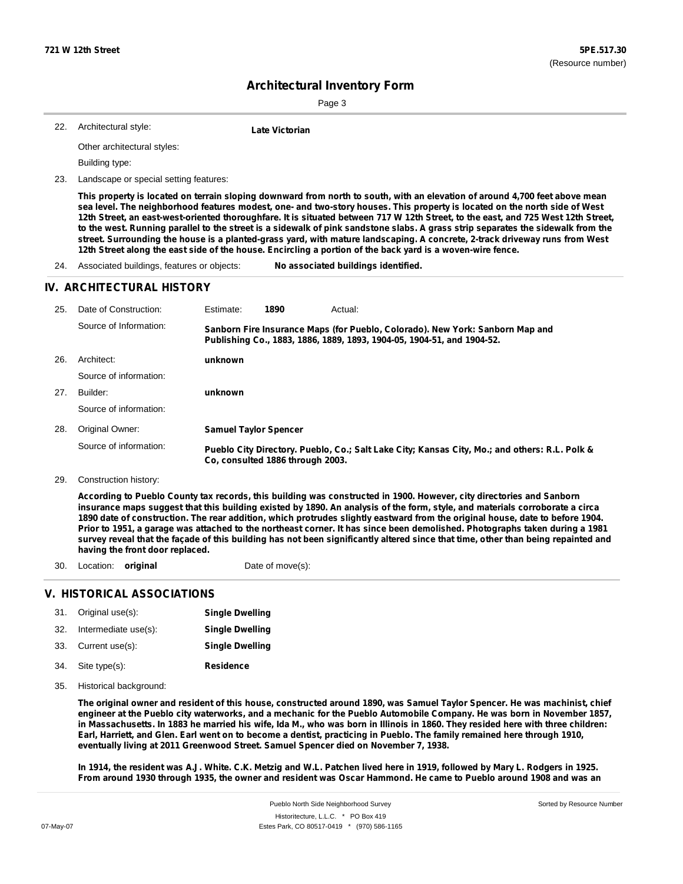# Architectural Inventory Form

22. Architectural style: **Late Victorian**

Other architectural styles:

Building type:

23. Landscape or special setting features:

**This property is located on terrain sloping downward from north to south, with an elevation of around 4,700 feet above mean sea level. The neighborhood features modest, one- and two-story houses. This property is located on the north side of West 12th Street, an east-west-oriented thoroughfare. It is situated between 717 W 12th Street, to the east, and 725 West 12th Street, to the west. Running parallel to the street is a sidewalk of pink sandstone slabs. A grass strip separates the sidewalk from the street. Surrounding the house is a planted-grass yard, with mature landscaping. A concrete, 2-track driveway runs from West 12th Street along the east side of the house. Encircling a portion of the back yard is a woven-wire fence.**

24. Associated buildings, features or objects: **No associated buildings identified.**

## IV. ARCHITECTURAL HISTORY

25. Date of Construction: Estimate: **1890** Actual:

Source of Information: **Sanborn Fire Insurance Maps (for Pueblo, Colorado). New York: Sanborn Map and Publishing Co., 1883, 1886, 1889, 1893, 1904-05, 1904-51, and 1904-52.**

26. Architect: **unknown**

Source of information:

27. Builder: **unknown**

Source of information:

28. Original Owner: **Samuel Taylor Spencer**

Source of information: **Pueblo City Directory. Pueblo, Co.; Salt Lake City; Kansas City, Mo.; and others: R.L. Polk & Co, consulted 1886 through 2003.**

29. Construction history:

**According to Pueblo County tax records, this building was constructed in 1900. However, city directories and Sanborn insurance maps suggest that this building existed by 1890. An analysis of the form, style, and materials corroborate a circa 1890 date of construction. The rear addition, which protrudes slightly eastward from the original house, date to before 1904. Prior to 1951, a garage was attached to the northeast corner. It has since been demolished. Photographs taken during a 1981 survey reveal that the façade of this building has not been significantly altered since that time, other than being repainted and having the front door replaced.**

30. Location: **original** Date of move(s):

## V. HISTORICAL ASSOCIATIONS

31. Original use(s): **Single Dwelling**
32. Intermediate use(s): **Single Dwelling**
33. Current use(s): **Single Dwelling**
34. Site type(s): **Residence**
35. Historical background:

**The original owner and resident of this house, constructed around 1890, was Samuel Taylor Spencer. He was machinist, chief engineer at the Pueblo city waterworks, and a mechanic for the Pueblo Automobile Company. He was born in November 1857, in Massachusetts. In 1883 he married his wife, Ida M., who was born in Illinois in 1860. They resided here with three children: Earl, Harriett, and Glen. Earl went on to become a dentist, practicing in Pueblo. The family remained here through 1910, eventually living at 2011 Greenwood Street. Samuel Spencer died on November 7, 1938.**

**In 1914, the resident was A.J. White. C.K. Metzig and W.L. Patchen lived here in 1919, followed by Mary L. Rodgers in 1925. From around 1930 through 1935, the owner and resident was Oscar Hammond. He came to Pueblo around 1908 and was an**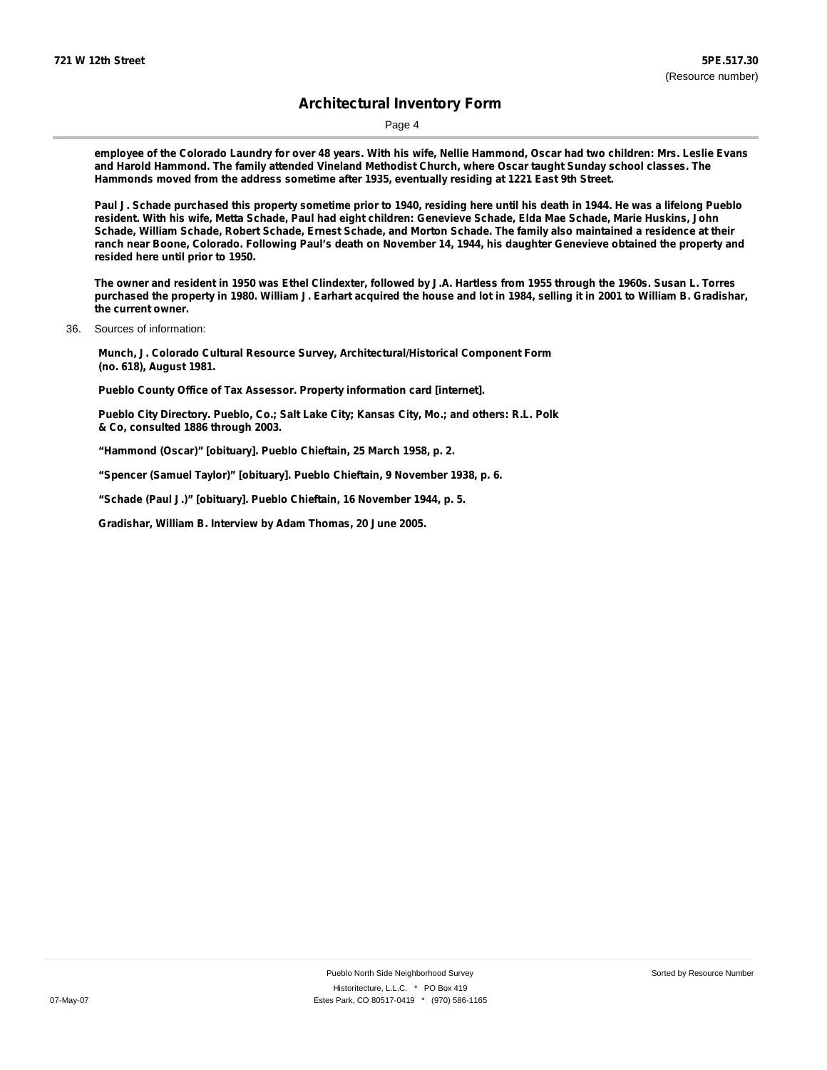**employee of the Colorado Laundry for over 48 years. With his wife, Nellie Hammond, Oscar had two children: Mrs. Leslie Evans and Harold Hammond. The family attended Vineland Methodist Church, where Oscar taught Sunday school classes. The Hammonds moved from the address sometime after 1935, eventually residing at 1221 East 9th Street.**

**Paul J. Schade purchased this property sometime prior to 1940, residing here until his death in 1944. He was a lifelong Pueblo resident. With his wife, Metta Schade, Paul had eight children: Genevieve Schade, Elda Mae Schade, Marie Huskins, John Schade, William Schade, Robert Schade, Ernest Schade, and Morton Schade. The family also maintained a residence at their ranch near Boone, Colorado. Following Paul's death on November 14, 1944, his daughter Genevieve obtained the property and resided here until prior to 1950.**

**The owner and resident in 1950 was Ethel Clindexter, followed by J.A. Hartless from 1955 through the 1960s. Susan L. Torres purchased the property in 1980. William J. Earhart acquired the house and lot in 1984, selling it in 2001 to William B. Gradishar, the current owner.**

36. Sources of information:

**Munch, J. Colorado Cultural Resource Survey, Architectural/Historical Component Form (no. 618), August 1981.**

**Pueblo County Office of Tax Assessor. Property information card [internet].**

**Pueblo City Directory. Pueblo, Co.; Salt Lake City; Kansas City, Mo.; and others: R.L. Polk & Co, consulted 1886 through 2003.**

**"Hammond (Oscar)" [obituary]. Pueblo Chieftain, 25 March 1958, p. 2.**

**"Spencer (Samuel Taylor)" [obituary]. Pueblo Chieftain, 9 November 1938, p. 6.**

**"Schade (Paul J.)" [obituary]. Pueblo Chieftain, 16 November 1944, p. 5.**

**Gradishar, William B. Interview by Adam Thomas, 20 June 2005.**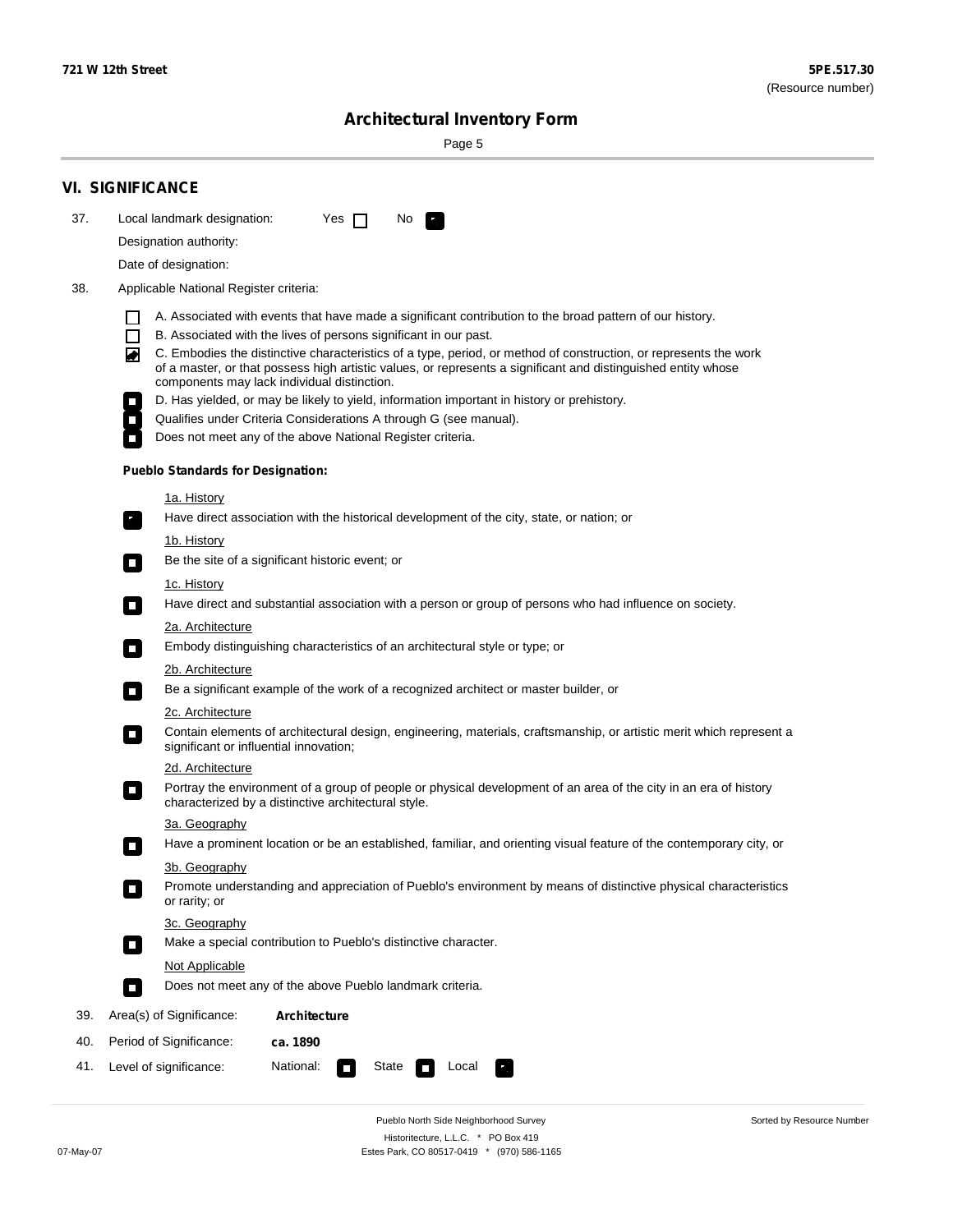721 W 12th Street

5PE.517.30
(Resource number)

# Architectural Inventory Form

## VI. SIGNIFICANCE

37. Local landmark designation: Yes ☐ No ☑

Designation authority:

Date of designation:

38. Applicable National Register criteria:

- ☐ A. Associated with events that have made a significant contribution to the broad pattern of our history.
- ☐ B. Associated with the lives of persons significant in our past.
- ☑ C. Embodies the distinctive characteristics of a type, period, or method of construction, or represents the work of a master, or that possess high artistic values, or represents a significant and distinguished entity whose components may lack individual distinction.
- ☐ D. Has yielded, or may be likely to yield, information important in history or prehistory.
- ☐ Qualifies under Criteria Considerations A through G (see manual).
- ☐ Does not meet any of the above National Register criteria.

**Pueblo Standards for Designation:**

1a. History
- ☑ Have direct association with the historical development of the city, state, or nation; or

1b. History
- ☐ Be the site of a significant historic event; or

1c. History
- ☐ Have direct and substantial association with a person or group of persons who had influence on society.

2a. Architecture
- ☐ Embody distinguishing characteristics of an architectural style or type; or

2b. Architecture
- ☐ Be a significant example of the work of a recognized architect or master builder, or

2c. Architecture
- ☐ Contain elements of architectural design, engineering, materials, craftsmanship, or artistic merit which represent a significant or influential innovation;

2d. Architecture
- ☐ Portray the environment of a group of people or physical development of an area of the city in an era of history characterized by a distinctive architectural style.

3a. Geography
- ☐ Have a prominent location or be an established, familiar, and orienting visual feature of the contemporary city, or

3b. Geography
- ☐ Promote understanding and appreciation of Pueblo's environment by means of distinctive physical characteristics or rarity; or

3c. Geography
- ☐ Make a special contribution to Pueblo's distinctive character.

Not Applicable
- ☐ Does not meet any of the above Pueblo landmark criteria.

39. Area(s) of Significance: **Architecture**

40. Period of Significance: **ca. 1890**

41. Level of significance: National: ☐ State ☐ Local ☑

Pueblo North Side Neighborhood Survey
Historitecture, L.L.C. * PO Box 419
Estes Park, CO 80517-0419 * (970) 586-1165

07-May-07

Sorted by Resource Number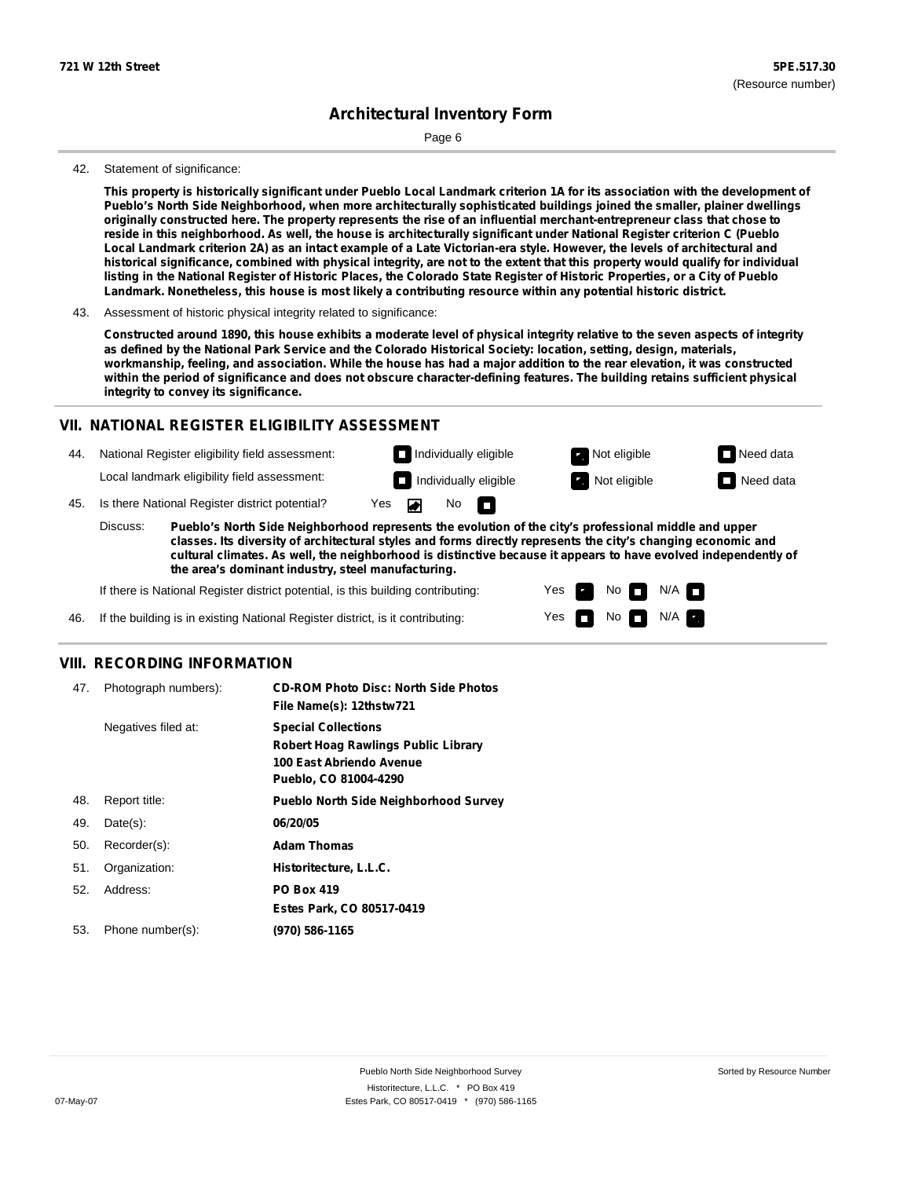**721 W 12th Street** | **5PE.517.30** (Resource number)

## Architectural Inventory Form

42. Statement of significance:

**This property is historically significant under Pueblo Local Landmark criterion 1A for its association with the development of Pueblo's North Side Neighborhood, when more architecturally sophisticated buildings joined the smaller, plainer dwellings originally constructed here. The property represents the rise of an influential merchant-entrepreneur class that chose to reside in this neighborhood. As well, the house is architecturally significant under National Register criterion C (Pueblo Local Landmark criterion 2A) as an intact example of a Late Victorian-era style. However, the levels of architectural and historical significance, combined with physical integrity, are not to the extent that this property would qualify for individual listing in the National Register of Historic Places, the Colorado State Register of Historic Properties, or a City of Pueblo Landmark. Nonetheless, this house is most likely a contributing resource within any potential historic district.**

43. Assessment of historic physical integrity related to significance:

**Constructed around 1890, this house exhibits a moderate level of physical integrity relative to the seven aspects of integrity as defined by the National Park Service and the Colorado Historical Society: location, setting, design, materials, workmanship, feeling, and association. While the house has had a major addition to the rear elevation, it was constructed within the period of significance and does not obscure character-defining features. The building retains sufficient physical integrity to convey its significance.**

## VII. NATIONAL REGISTER ELIGIBILITY ASSESSMENT

44. National Register eligibility field assessment: Individually eligible [ ] Not eligible [X] Need data [ ]

Local landmark eligibility field assessment: Individually eligible [ ] Not eligible [X] Need data [ ]

45. Is there National Register district potential? Yes [X] No [ ]

Discuss: **Pueblo's North Side Neighborhood represents the evolution of the city's professional middle and upper classes. Its diversity of architectural styles and forms directly represents the city's changing economic and cultural climates. As well, the neighborhood is distinctive because it appears to have evolved independently of the area's dominant industry, steel manufacturing.**

If there is National Register district potential, is this building contributing: Yes [X] No [ ] N/A [ ]

46. If the building is in existing National Register district, is it contributing: Yes [ ] No [ ] N/A [X]

## VIII. RECORDING INFORMATION

47. Photograph numbers): **CD-ROM Photo Disc: North Side Photos**
**File Name(s): 12thstw721**

Negatives filed at: **Special Collections**
**Robert Hoag Rawlings Public Library**
**100 East Abriendo Avenue**
**Pueblo, CO 81004-4290**

48. Report title: **Pueblo North Side Neighborhood Survey**

49. Date(s): **06/20/05**

50. Recorder(s): **Adam Thomas**

51. Organization: **Historitecture, L.L.C.**

52. Address: **PO Box 419**
**Estes Park, CO 80517-0419**

53. Phone number(s): **(970) 586-1165**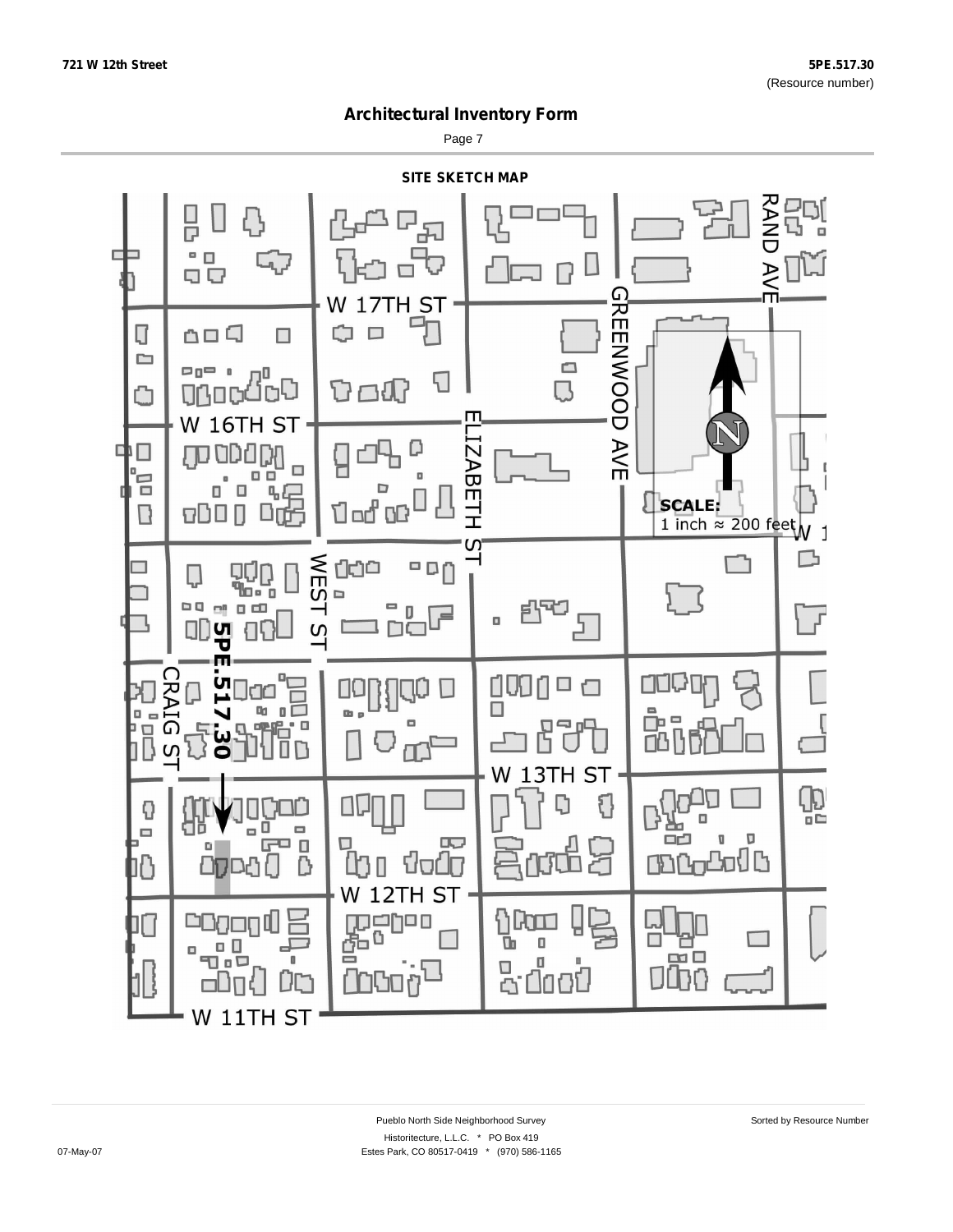# Architectural Inventory Form

## SITE SKETCH MAP

W 17TH ST

W 16TH ST

W 13TH ST

W 12TH ST

W 11TH ST

RAND AVE

GREENWOOD AVE

ELIZABETH ST

WEST ST

CRAIG ST

5PE.517.30

**SCALE:**
1 inch ≈ 200 feet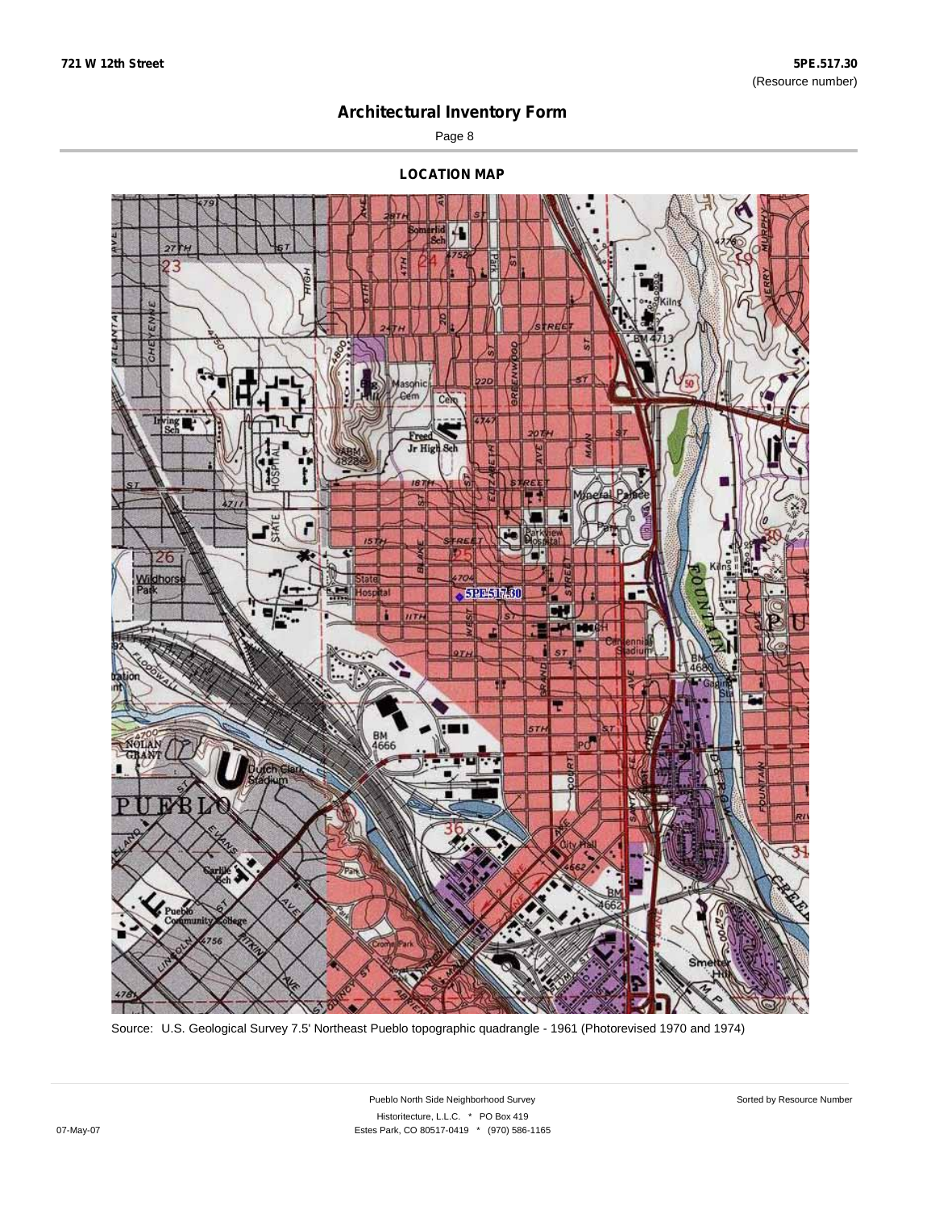# Architectural Inventory Form

## LOCATION MAP

Source: U.S. Geological Survey 7.5' Northeast Pueblo topographic quadrangle - 1961 (Photorevised 1970 and 1974)